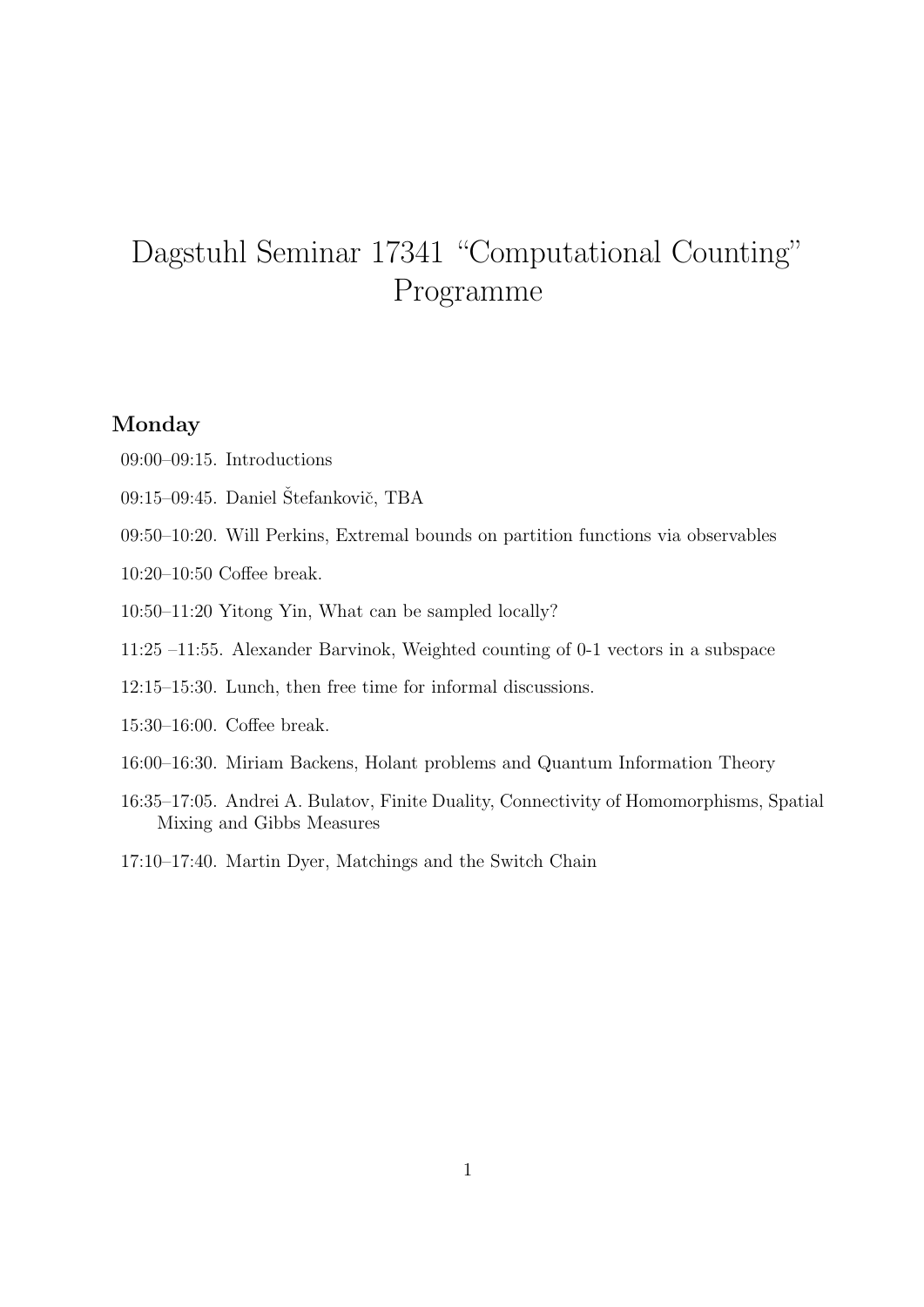# Dagstuhl Seminar 17341 “Computational Counting” Programme

## Monday

09:00–09:15. Introductions

09:15–09:45. Daniel Štefankovič, TBA

09:50–10:20. Will Perkins, Extremal bounds on partition functions via observables

10:20–10:50 Coffee break.

10:50–11:20 Yitong Yin, What can be sampled locally?

11:25 –11:55. Alexander Barvinok, Weighted counting of 0-1 vectors in a subspace

12:15–15:30. Lunch, then free time for informal discussions.

15:30–16:00. Coffee break.

16:00–16:30. Miriam Backens, Holant problems and Quantum Information Theory

16:35–17:05. Andrei A. Bulatov, Finite Duality, Connectivity of Homomorphisms, Spatial Mixing and Gibbs Measures

17:10–17:40. Martin Dyer, Matchings and the Switch Chain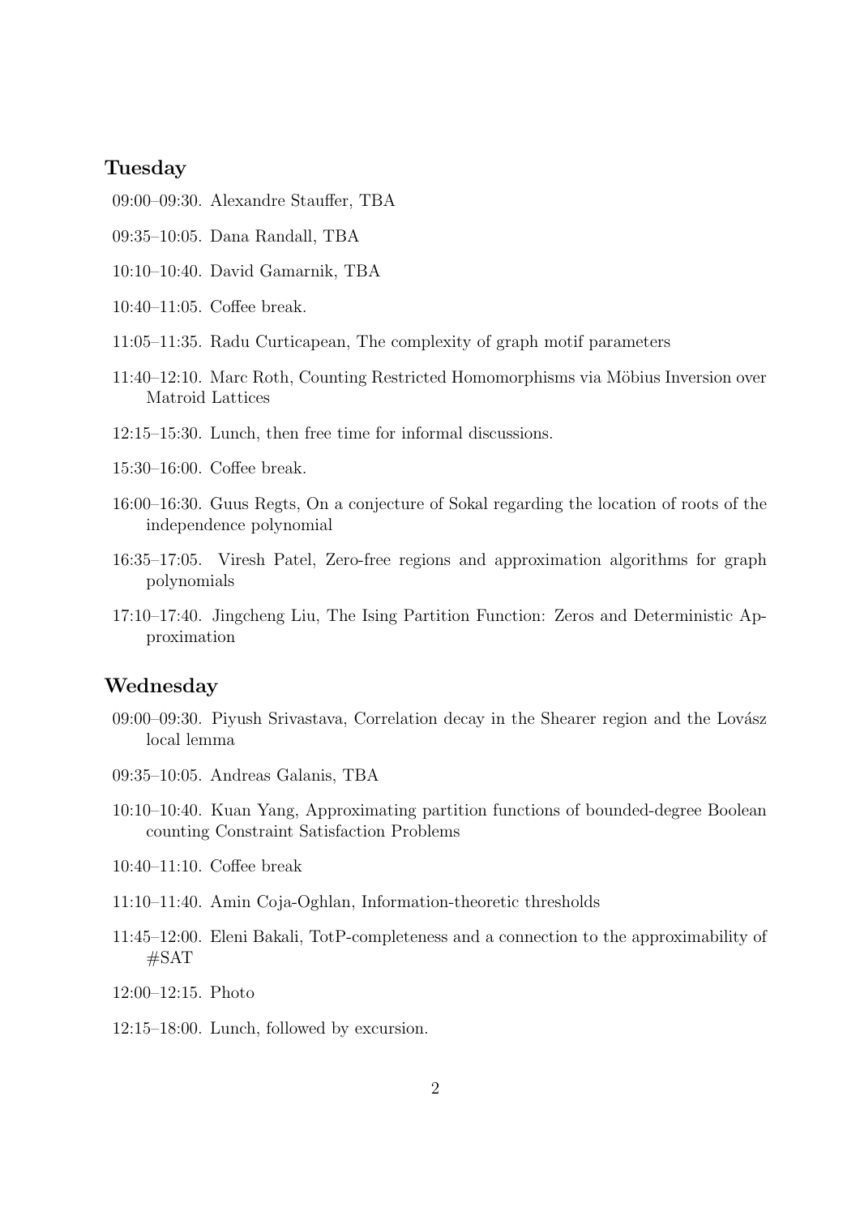## Tuesday

09:00–09:30. Alexandre Stauffer, TBA

09:35–10:05. Dana Randall, TBA

10:10–10:40. David Gamarnik, TBA

10:40–11:05. Coffee break.

11:05–11:35. Radu Curticapean, The complexity of graph motif parameters

11:40–12:10. Marc Roth, Counting Restricted Homomorphisms via Möbius Inversion over Matroid Lattices

12:15–15:30. Lunch, then free time for informal discussions.

15:30–16:00. Coffee break.

16:00–16:30. Guus Regts, On a conjecture of Sokal regarding the location of roots of the independence polynomial

16:35–17:05. Viresh Patel, Zero-free regions and approximation algorithms for graph polynomials

17:10–17:40. Jingcheng Liu, The Ising Partition Function: Zeros and Deterministic Approximation

## Wednesday

09:00–09:30. Piyush Srivastava, Correlation decay in the Shearer region and the Lovász local lemma

09:35–10:05. Andreas Galanis, TBA

10:10–10:40. Kuan Yang, Approximating partition functions of bounded-degree Boolean counting Constraint Satisfaction Problems

10:40–11:10. Coffee break

11:10–11:40. Amin Coja-Oghlan, Information-theoretic thresholds

11:45–12:00. Eleni Bakali, TotP-completeness and a connection to the approximability of #SAT

12:00–12:15. Photo

12:15–18:00. Lunch, followed by excursion.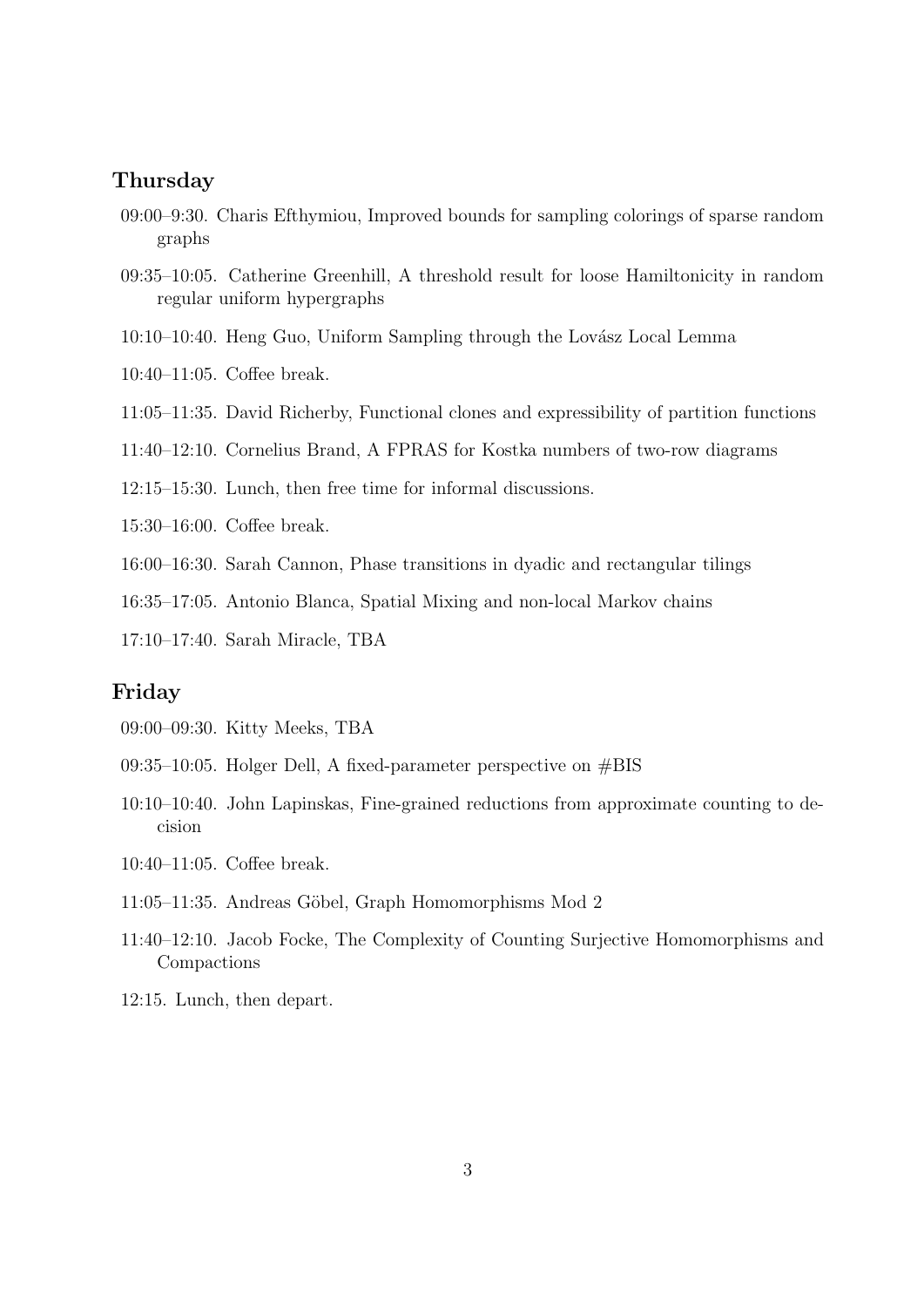## Thursday

09:00–9:30. Charis Efthymiou, Improved bounds for sampling colorings of sparse random graphs

09:35–10:05. Catherine Greenhill, A threshold result for loose Hamiltonicity in random regular uniform hypergraphs

10:10–10:40. Heng Guo, Uniform Sampling through the Lovász Local Lemma

10:40–11:05. Coffee break.

11:05–11:35. David Richerby, Functional clones and expressibility of partition functions

11:40–12:10. Cornelius Brand, A FPRAS for Kostka numbers of two-row diagrams

12:15–15:30. Lunch, then free time for informal discussions.

15:30–16:00. Coffee break.

16:00–16:30. Sarah Cannon, Phase transitions in dyadic and rectangular tilings

16:35–17:05. Antonio Blanca, Spatial Mixing and non-local Markov chains

17:10–17:40. Sarah Miracle, TBA

## Friday

09:00–09:30. Kitty Meeks, TBA

09:35–10:05. Holger Dell, A fixed-parameter perspective on #BIS

10:10–10:40. John Lapinskas, Fine-grained reductions from approximate counting to decision

10:40–11:05. Coffee break.

11:05–11:35. Andreas Göbel, Graph Homomorphisms Mod 2

11:40–12:10. Jacob Focke, The Complexity of Counting Surjective Homomorphisms and Compactions

12:15. Lunch, then depart.